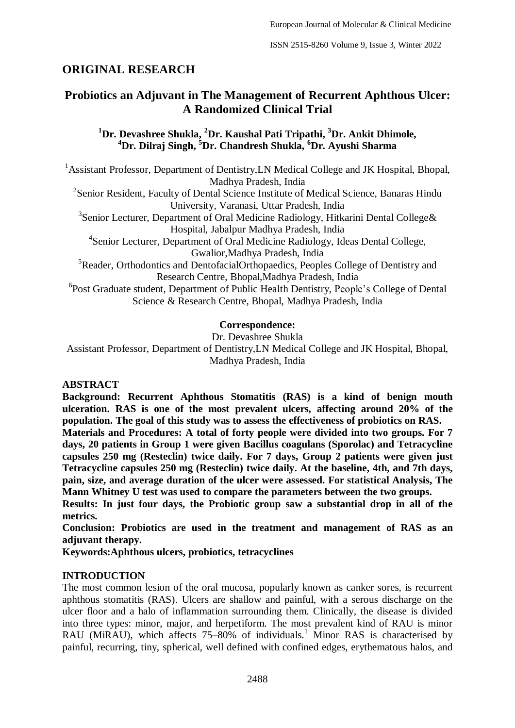## ORIGINAL RESEARCH

# Probiotics an Adjuvant in The Management of Recurrent Aphthous Ulcer: A Randomized Clinical Trial

**[1]Dr. Devashree Shukla, [2]Dr. Kaushal Pati Tripathi, [3]Dr. Ankit Dhimole, [4]Dr. Dilraj Singh, [5]Dr. Chandresh Shukla, [6]Dr. Ayushi Sharma**

[1]Assistant Professor, Department of Dentistry,LN Medical College and JK Hospital, Bhopal, Madhya Pradesh, India

[2]Senior Resident, Faculty of Dental Science Institute of Medical Science, Banaras Hindu University, Varanasi, Uttar Pradesh, India

[3]Senior Lecturer, Department of Oral Medicine Radiology, Hitkarini Dental College& Hospital, Jabalpur Madhya Pradesh, India

[4]Senior Lecturer, Department of Oral Medicine Radiology, Ideas Dental College, Gwalior,Madhya Pradesh, India

[5]Reader, Orthodontics and DentofacialOrthopaedics, Peoples College of Dentistry and Research Centre, Bhopal,Madhya Pradesh, India

[6]Post Graduate student, Department of Public Health Dentistry, People's College of Dental Science & Research Centre, Bhopal, Madhya Pradesh, India

**Correspondence:**
Dr. Devashree Shukla
Assistant Professor, Department of Dentistry,LN Medical College and JK Hospital, Bhopal, Madhya Pradesh, India

## ABSTRACT

**Background: Recurrent Aphthous Stomatitis (RAS) is a kind of benign mouth ulceration. RAS is one of the most prevalent ulcers, affecting around 20% of the population. The goal of this study was to assess the effectiveness of probiotics on RAS.**

**Materials and Procedures: A total of forty people were divided into two groups. For 7 days, 20 patients in Group 1 were given Bacillus coagulans (Sporolac) and Tetracycline capsules 250 mg (Resteclin) twice daily. For 7 days, Group 2 patients were given just Tetracycline capsules 250 mg (Resteclin) twice daily. At the baseline, 4th, and 7th days, pain, size, and average duration of the ulcer were assessed. For statistical Analysis, The Mann Whitney U test was used to compare the parameters between the two groups.**

**Results: In just four days, the Probiotic group saw a substantial drop in all of the metrics.**

**Conclusion: Probiotics are used in the treatment and management of RAS as an adjuvant therapy.**

**Keywords:Aphthous ulcers, probiotics, tetracyclines**

## INTRODUCTION

The most common lesion of the oral mucosa, popularly known as canker sores, is recurrent aphthous stomatitis (RAS). Ulcers are shallow and painful, with a serous discharge on the ulcer floor and a halo of inflammation surrounding them. Clinically, the disease is divided into three types: minor, major, and herpetiform. The most prevalent kind of RAU is minor RAU (MiRAU), which affects 75–80% of individuals.[1] Minor RAS is characterised by painful, recurring, tiny, spherical, well defined with confined edges, erythematous halos, and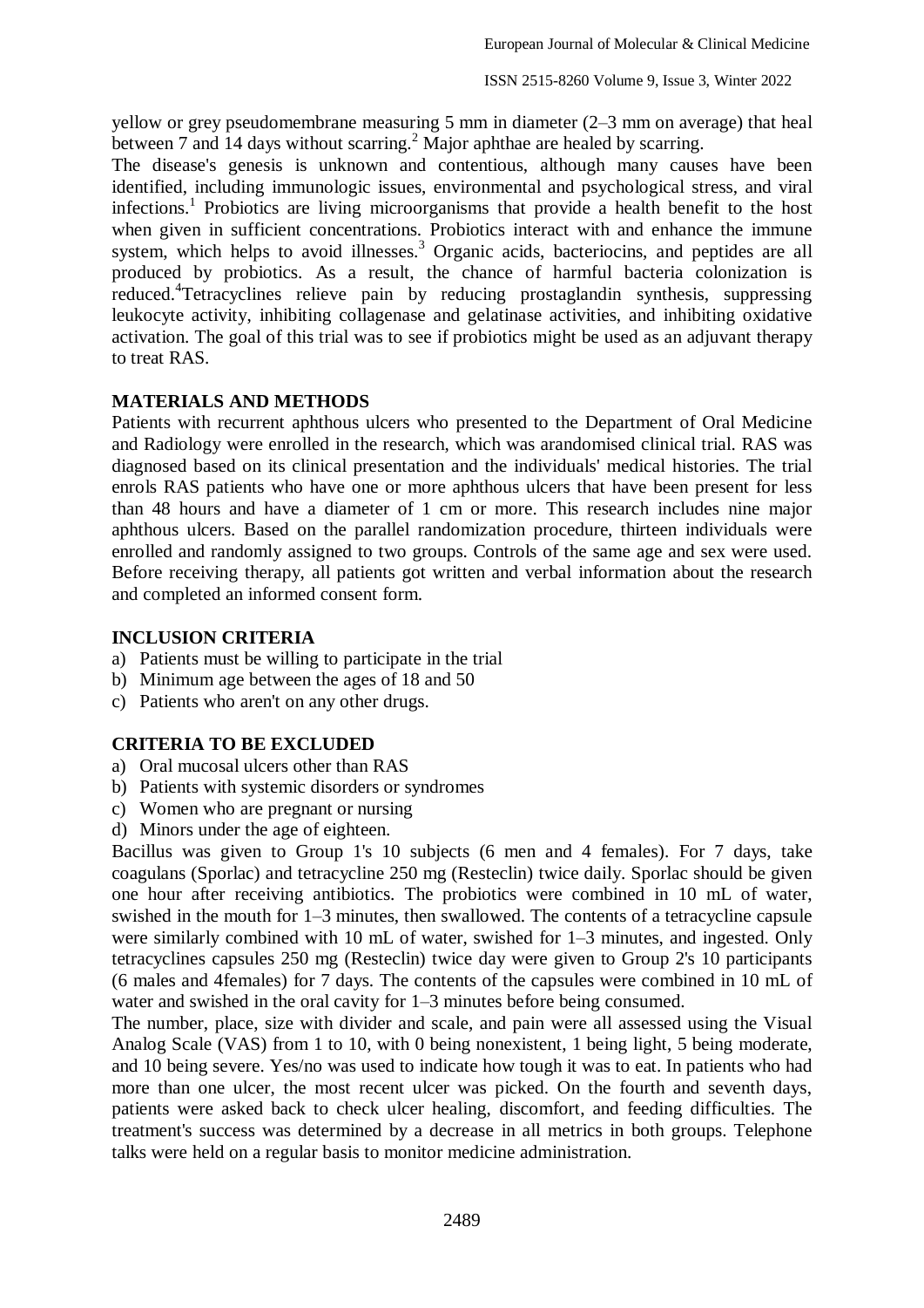yellow or grey pseudomembrane measuring 5 mm in diameter (2–3 mm on average) that heal between 7 and 14 days without scarring.[2] Major aphthae are healed by scarring.

The disease's genesis is unknown and contentious, although many causes have been identified, including immunologic issues, environmental and psychological stress, and viral infections.[1] Probiotics are living microorganisms that provide a health benefit to the host when given in sufficient concentrations. Probiotics interact with and enhance the immune system, which helps to avoid illnesses.[3] Organic acids, bacteriocins, and peptides are all produced by probiotics. As a result, the chance of harmful bacteria colonization is reduced.[4]Tetracyclines relieve pain by reducing prostaglandin synthesis, suppressing leukocyte activity, inhibiting collagenase and gelatinase activities, and inhibiting oxidative activation. The goal of this trial was to see if probiotics might be used as an adjuvant therapy to treat RAS.

## MATERIALS AND METHODS

Patients with recurrent aphthous ulcers who presented to the Department of Oral Medicine and Radiology were enrolled in the research, which was arandomised clinical trial. RAS was diagnosed based on its clinical presentation and the individuals' medical histories. The trial enrols RAS patients who have one or more aphthous ulcers that have been present for less than 48 hours and have a diameter of 1 cm or more. This research includes nine major aphthous ulcers. Based on the parallel randomization procedure, thirteen individuals were enrolled and randomly assigned to two groups. Controls of the same age and sex were used. Before receiving therapy, all patients got written and verbal information about the research and completed an informed consent form.

## INCLUSION CRITERIA

a) Patients must be willing to participate in the trial
b) Minimum age between the ages of 18 and 50
c) Patients who aren't on any other drugs.

## CRITERIA TO BE EXCLUDED

a) Oral mucosal ulcers other than RAS
b) Patients with systemic disorders or syndromes
c) Women who are pregnant or nursing
d) Minors under the age of eighteen.

Bacillus was given to Group 1's 10 subjects (6 men and 4 females). For 7 days, take coagulans (Sporlac) and tetracycline 250 mg (Resteclin) twice daily. Sporlac should be given one hour after receiving antibiotics. The probiotics were combined in 10 mL of water, swished in the mouth for 1–3 minutes, then swallowed. The contents of a tetracycline capsule were similarly combined with 10 mL of water, swished for 1–3 minutes, and ingested. Only tetracyclines capsules 250 mg (Resteclin) twice day were given to Group 2's 10 participants (6 males and 4females) for 7 days. The contents of the capsules were combined in 10 mL of water and swished in the oral cavity for 1–3 minutes before being consumed.

The number, place, size with divider and scale, and pain were all assessed using the Visual Analog Scale (VAS) from 1 to 10, with 0 being nonexistent, 1 being light, 5 being moderate, and 10 being severe. Yes/no was used to indicate how tough it was to eat. In patients who had more than one ulcer, the most recent ulcer was picked. On the fourth and seventh days, patients were asked back to check ulcer healing, discomfort, and feeding difficulties. The treatment's success was determined by a decrease in all metrics in both groups. Telephone talks were held on a regular basis to monitor medicine administration.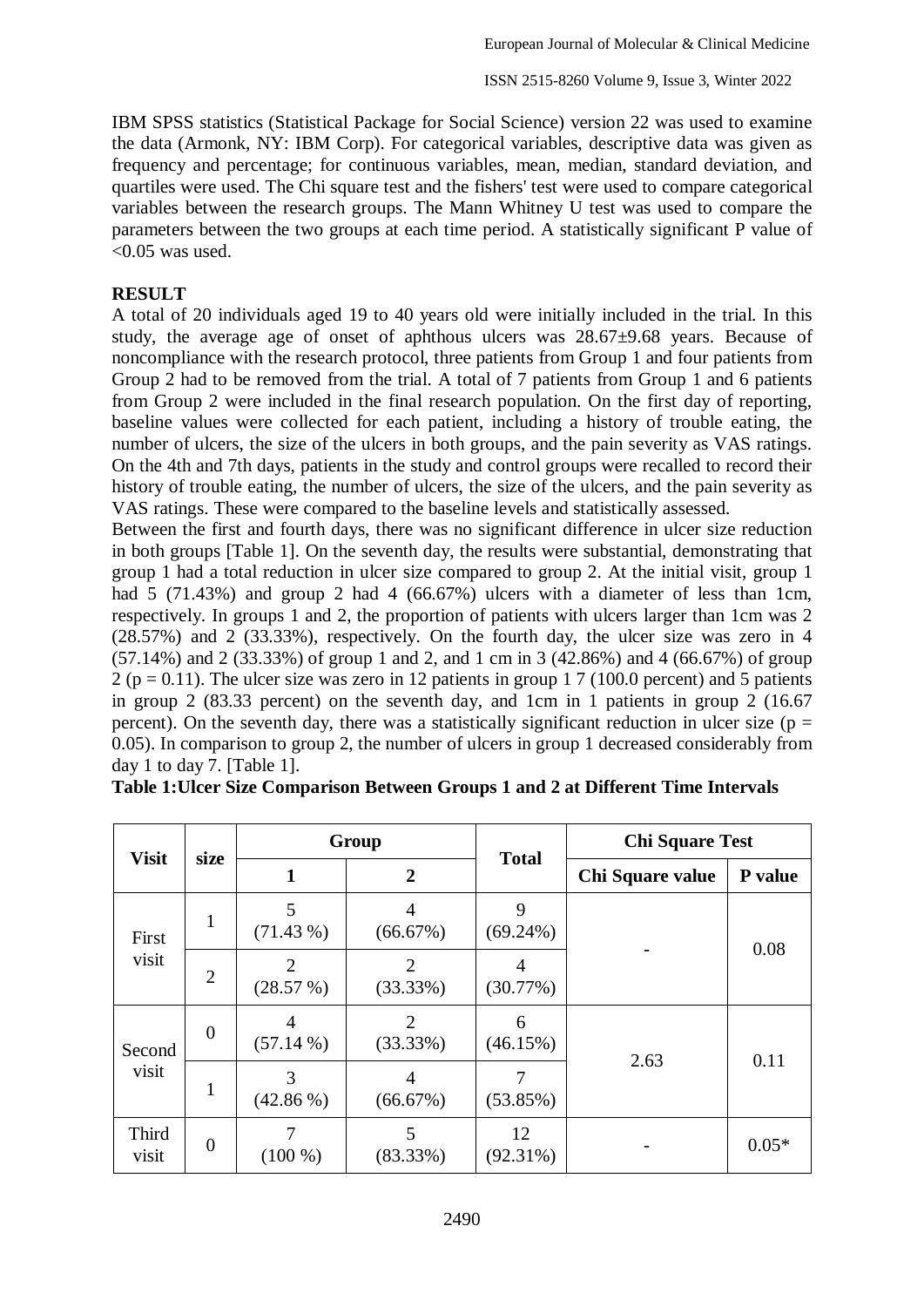IBM SPSS statistics (Statistical Package for Social Science) version 22 was used to examine the data (Armonk, NY: IBM Corp). For categorical variables, descriptive data was given as frequency and percentage; for continuous variables, mean, median, standard deviation, and quartiles were used. The Chi square test and the fishers' test were used to compare categorical variables between the research groups. The Mann Whitney U test was used to compare the parameters between the two groups at each time period. A statistically significant P value of <0.05 was used.

## RESULT

A total of 20 individuals aged 19 to 40 years old were initially included in the trial. In this study, the average age of onset of aphthous ulcers was 28.67±9.68 years. Because of noncompliance with the research protocol, three patients from Group 1 and four patients from Group 2 had to be removed from the trial. A total of 7 patients from Group 1 and 6 patients from Group 2 were included in the final research population. On the first day of reporting, baseline values were collected for each patient, including a history of trouble eating, the number of ulcers, the size of the ulcers in both groups, and the pain severity as VAS ratings. On the 4th and 7th days, patients in the study and control groups were recalled to record their history of trouble eating, the number of ulcers, the size of the ulcers, and the pain severity as VAS ratings. These were compared to the baseline levels and statistically assessed.

Between the first and fourth days, there was no significant difference in ulcer size reduction in both groups [Table 1]. On the seventh day, the results were substantial, demonstrating that group 1 had a total reduction in ulcer size compared to group 2. At the initial visit, group 1 had 5 (71.43%) and group 2 had 4 (66.67%) ulcers with a diameter of less than 1cm, respectively. In groups 1 and 2, the proportion of patients with ulcers larger than 1cm was 2 (28.57%) and 2 (33.33%), respectively. On the fourth day, the ulcer size was zero in 4 (57.14%) and 2 (33.33%) of group 1 and 2, and 1 cm in 3 (42.86%) and 4 (66.67%) of group 2 (p = 0.11). The ulcer size was zero in 12 patients in group 1 7 (100.0 percent) and 5 patients in group 2 (83.33 percent) on the seventh day, and 1cm in 1 patients in group 2 (16.67 percent). On the seventh day, there was a statistically significant reduction in ulcer size (p = 0.05). In comparison to group 2, the number of ulcers in group 1 decreased considerably from day 1 to day 7. [Table 1].

**Table 1:Ulcer Size Comparison Between Groups 1 and 2 at Different Time Intervals**

| Visit | size | Group | | Total | Chi Square Test | |
|---|---|---|---|---|---|---|
| | | 1 | 2 | | Chi Square value | P value |
| First visit | 1 | 5 (71.43 %) | 4 (66.67%) | 9 (69.24%) | - | 0.08 |
| | 2 | 2 (28.57 %) | 2 (33.33%) | 4 (30.77%) | | |
| Second visit | 0 | 4 (57.14 %) | 2 (33.33%) | 6 (46.15%) | 2.63 | 0.11 |
| | 1 | 3 (42.86 %) | 4 (66.67%) | 7 (53.85%) | | |
| Third visit | 0 | 7 (100 %) | 5 (83.33%) | 12 (92.31%) | - | 0.05* |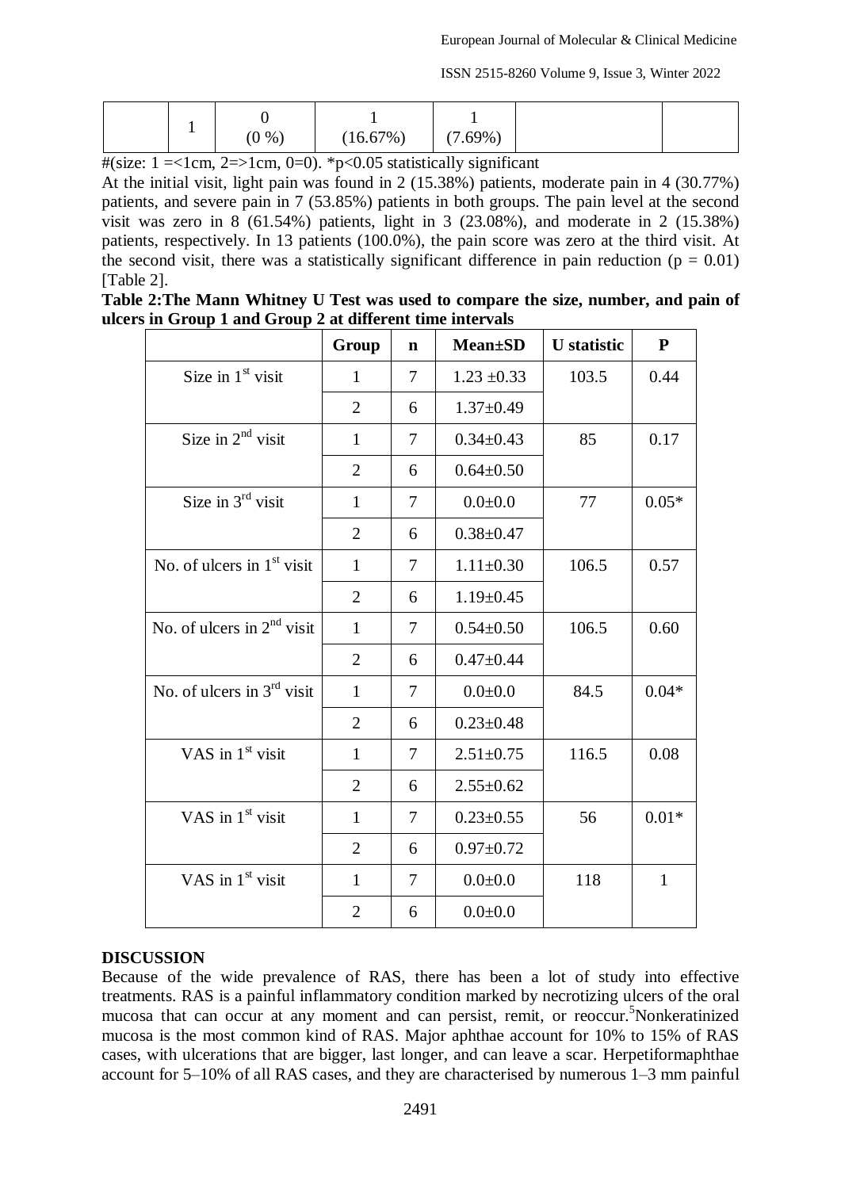|  | 1 | 0 (0 %) | 1 (16.67%) | 1 (7.69%) |  |  |
|---|---|---|---|---|---|---|

#(size: 1 =<1cm, 2=>1cm, 0=0). *p<0.05 statistically significant

At the initial visit, light pain was found in 2 (15.38%) patients, moderate pain in 4 (30.77%) patients, and severe pain in 7 (53.85%) patients in both groups. The pain level at the second visit was zero in 8 (61.54%) patients, light in 3 (23.08%), and moderate in 2 (15.38%) patients, respectively. In 13 patients (100.0%), the pain score was zero at the third visit. At the second visit, there was a statistically significant difference in pain reduction ($p = 0.01$) [Table 2].

**Table 2:The Mann Whitney U Test was used to compare the size, number, and pain of ulcers in Group 1 and Group 2 at different time intervals**

|  | Group | n | Mean±SD | U statistic | P |
|---|---|---|---|---|---|
| Size in 1st visit | 1 | 7 | 1.23 ±0.33 | 103.5 | 0.44 |
|  | 2 | 6 | 1.37±0.49 |  |  |
| Size in 2nd visit | 1 | 7 | 0.34±0.43 | 85 | 0.17 |
|  | 2 | 6 | 0.64±0.50 |  |  |
| Size in 3rd visit | 1 | 7 | 0.0±0.0 | 77 | 0.05* |
|  | 2 | 6 | 0.38±0.47 |  |  |
| No. of ulcers in 1st visit | 1 | 7 | 1.11±0.30 | 106.5 | 0.57 |
|  | 2 | 6 | 1.19±0.45 |  |  |
| No. of ulcers in 2nd visit | 1 | 7 | 0.54±0.50 | 106.5 | 0.60 |
|  | 2 | 6 | 0.47±0.44 |  |  |
| No. of ulcers in 3rd visit | 1 | 7 | 0.0±0.0 | 84.5 | 0.04* |
|  | 2 | 6 | 0.23±0.48 |  |  |
| VAS in 1st visit | 1 | 7 | 2.51±0.75 | 116.5 | 0.08 |
|  | 2 | 6 | 2.55±0.62 |  |  |
| VAS in 1st visit | 1 | 7 | 0.23±0.55 | 56 | 0.01* |
|  | 2 | 6 | 0.97±0.72 |  |  |
| VAS in 1st visit | 1 | 7 | 0.0±0.0 | 118 | 1 |
|  | 2 | 6 | 0.0±0.0 |  |  |

## DISCUSSION

Because of the wide prevalence of RAS, there has been a lot of study into effective treatments. RAS is a painful inflammatory condition marked by necrotizing ulcers of the oral mucosa that can occur at any moment and can persist, remit, or reoccur.[5]Nonkeratinized mucosa is the most common kind of RAS. Major aphthae account for 10% to 15% of RAS cases, with ulcerations that are bigger, last longer, and can leave a scar. Herpetiformaphthae account for 5–10% of all RAS cases, and they are characterised by numerous 1–3 mm painful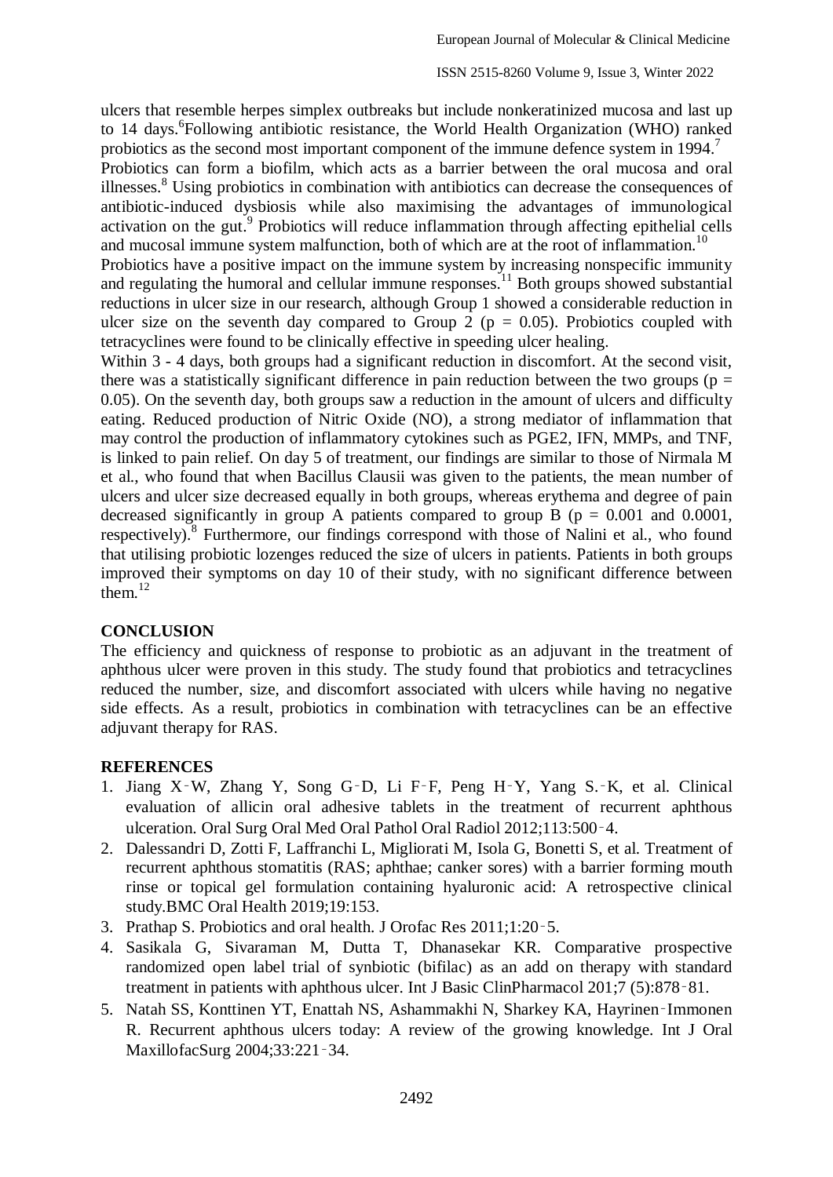ulcers that resemble herpes simplex outbreaks but include nonkeratinized mucosa and last up to 14 days.[6]Following antibiotic resistance, the World Health Organization (WHO) ranked probiotics as the second most important component of the immune defence system in 1994.[7]

Probiotics can form a biofilm, which acts as a barrier between the oral mucosa and oral illnesses.[8] Using probiotics in combination with antibiotics can decrease the consequences of antibiotic-induced dysbiosis while also maximising the advantages of immunological activation on the gut.[9] Probiotics will reduce inflammation through affecting epithelial cells and mucosal immune system malfunction, both of which are at the root of inflammation.[10]

Probiotics have a positive impact on the immune system by increasing nonspecific immunity and regulating the humoral and cellular immune responses.[11] Both groups showed substantial reductions in ulcer size in our research, although Group 1 showed a considerable reduction in ulcer size on the seventh day compared to Group 2 ($p = 0.05$). Probiotics coupled with tetracyclines were found to be clinically effective in speeding ulcer healing.

Within 3 - 4 days, both groups had a significant reduction in discomfort. At the second visit, there was a statistically significant difference in pain reduction between the two groups ($p = 0.05$). On the seventh day, both groups saw a reduction in the amount of ulcers and difficulty eating. Reduced production of Nitric Oxide (NO), a strong mediator of inflammation that may control the production of inflammatory cytokines such as PGE2, IFN, MMPs, and TNF, is linked to pain relief. On day 5 of treatment, our findings are similar to those of Nirmala M et al., who found that when Bacillus Clausii was given to the patients, the mean number of ulcers and ulcer size decreased equally in both groups, whereas erythema and degree of pain decreased significantly in group A patients compared to group B ($p = 0.001$ and $0.0001$, respectively).[8] Furthermore, our findings correspond with those of Nalini et al., who found that utilising probiotic lozenges reduced the size of ulcers in patients. Patients in both groups improved their symptoms on day 10 of their study, with no significant difference between them.[12]

## CONCLUSION

The efficiency and quickness of response to probiotic as an adjuvant in the treatment of aphthous ulcer were proven in this study. The study found that probiotics and tetracyclines reduced the number, size, and discomfort associated with ulcers while having no negative side effects. As a result, probiotics in combination with tetracyclines can be an effective adjuvant therapy for RAS.

## REFERENCES

1. Jiang X‑W, Zhang Y, Song G‑D, Li F‑F, Peng H‑Y, Yang S.‑K, et al. Clinical evaluation of allicin oral adhesive tablets in the treatment of recurrent aphthous ulceration. Oral Surg Oral Med Oral Pathol Oral Radiol 2012;113:500‑4.
2. Dalessandri D, Zotti F, Laffranchi L, Migliorati M, Isola G, Bonetti S, et al. Treatment of recurrent aphthous stomatitis (RAS; aphthae; canker sores) with a barrier forming mouth rinse or topical gel formulation containing hyaluronic acid: A retrospective clinical study.BMC Oral Health 2019;19:153.
3. Prathap S. Probiotics and oral health. J Orofac Res 2011;1:20‑5.
4. Sasikala G, Sivaraman M, Dutta T, Dhanasekar KR. Comparative prospective randomized open label trial of synbiotic (bifilac) as an add on therapy with standard treatment in patients with aphthous ulcer. Int J Basic ClinPharmacol 201;7 (5):878‑81.
5. Natah SS, Konttinen YT, Enattah NS, Ashammakhi N, Sharkey KA, Hayrinen‑Immonen R. Recurrent aphthous ulcers today: A review of the growing knowledge. Int J Oral MaxillofacSurg 2004;33:221‑34.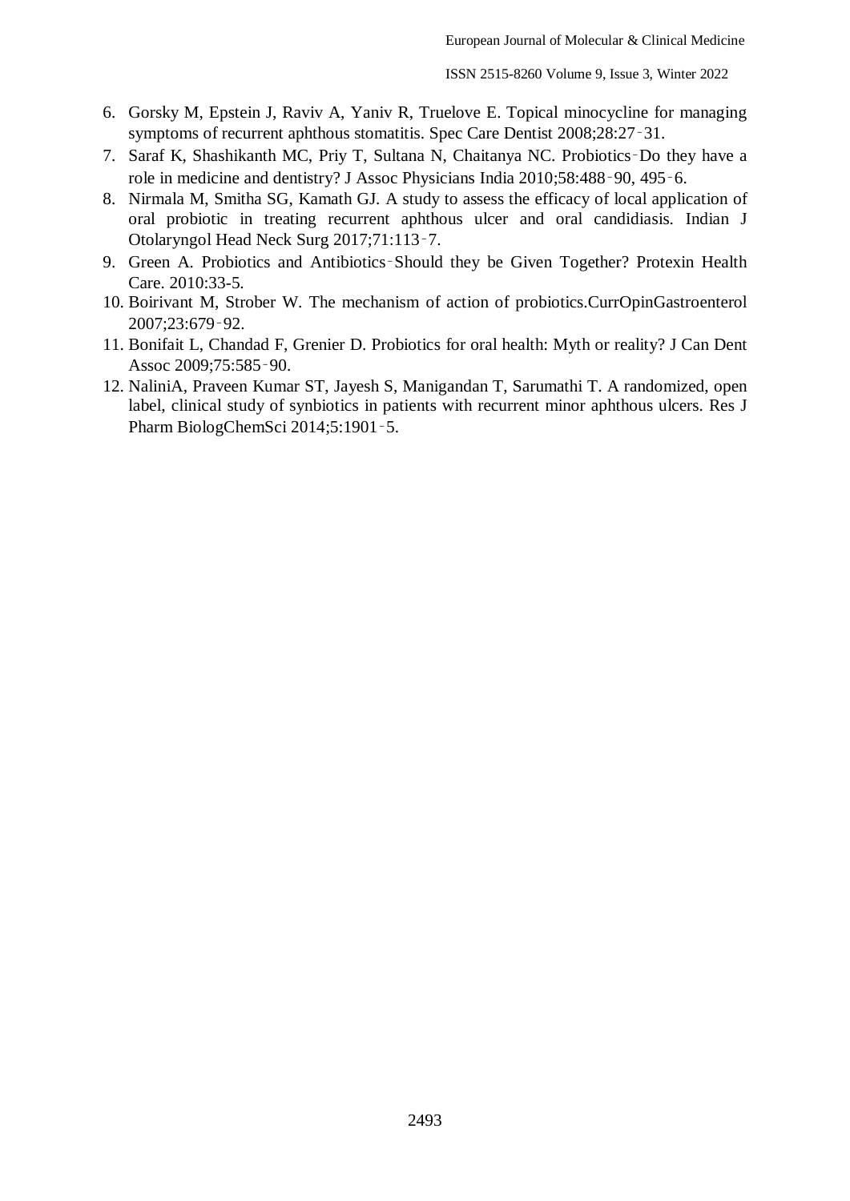6. Gorsky M, Epstein J, Raviv A, Yaniv R, Truelove E. Topical minocycline for managing symptoms of recurrent aphthous stomatitis. Spec Care Dentist 2008;28:27‑31.
7. Saraf K, Shashikanth MC, Priy T, Sultana N, Chaitanya NC. Probiotics‑Do they have a role in medicine and dentistry? J Assoc Physicians India 2010;58:488‑90, 495‑6.
8. Nirmala M, Smitha SG, Kamath GJ. A study to assess the efficacy of local application of oral probiotic in treating recurrent aphthous ulcer and oral candidiasis. Indian J Otolaryngol Head Neck Surg 2017;71:113‑7.
9. Green A. Probiotics and Antibiotics‑Should they be Given Together? Protexin Health Care. 2010:33-5.
10. Boirivant M, Strober W. The mechanism of action of probiotics.CurrOpinGastroenterol 2007;23:679‑92.
11. Bonifait L, Chandad F, Grenier D. Probiotics for oral health: Myth or reality? J Can Dent Assoc 2009;75:585‑90.
12. NaliniA, Praveen Kumar ST, Jayesh S, Manigandan T, Sarumathi T. A randomized, open label, clinical study of synbiotics in patients with recurrent minor aphthous ulcers. Res J Pharm BiologChemSci 2014;5:1901‑5.